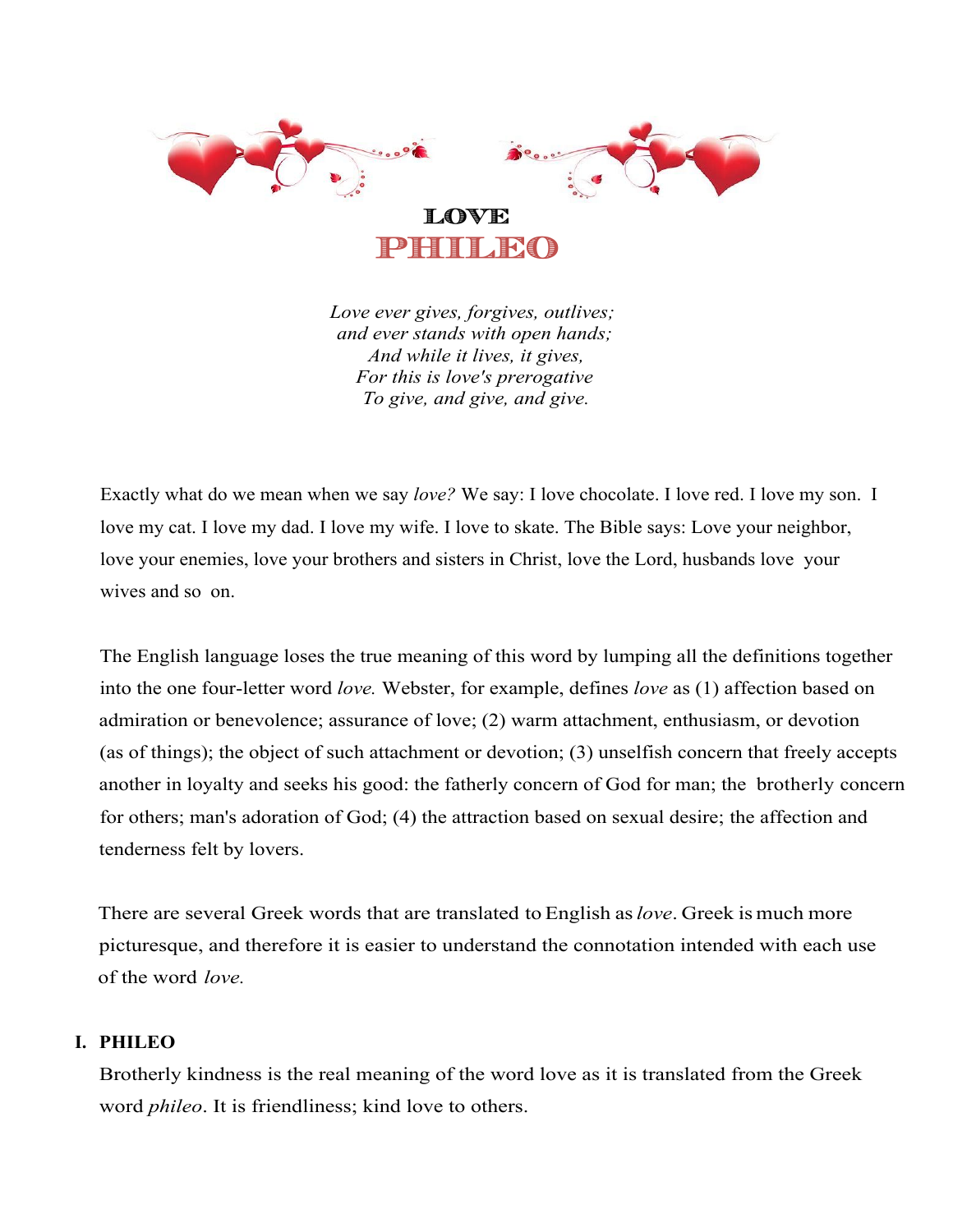# LOVE

# PHILEO

*Love ever gives, forgives, outlives;*
*and ever stands with open hands;*
*And while it lives, it gives,*
*For this is love's prerogative*
*To give, and give, and give.*

Exactly what do we mean when we say *love?* We say: I love chocolate. I love red. I love my son. I love my cat. I love my dad. I love my wife. I love to skate. The Bible says: Love your neighbor, love your enemies, love your brothers and sisters in Christ, love the Lord, husbands love your wives and so on.

The English language loses the true meaning of this word by lumping all the definitions together into the one four-letter word *love.* Webster, for example, defines *love* as (1) affection based on admiration or benevolence; assurance of love; (2) warm attachment, enthusiasm, or devotion (as of things); the object of such attachment or devotion; (3) unselfish concern that freely accepts another in loyalty and seeks his good: the fatherly concern of God for man; the brotherly concern for others; man's adoration of God; (4) the attraction based on sexual desire; the affection and tenderness felt by lovers.

There are several Greek words that are translated to English as *love*. Greek is much more picturesque, and therefore it is easier to understand the connotation intended with each use of the word *love.*

## I. PHILEO

Brotherly kindness is the real meaning of the word love as it is translated from the Greek word *phileo*. It is friendliness; kind love to others.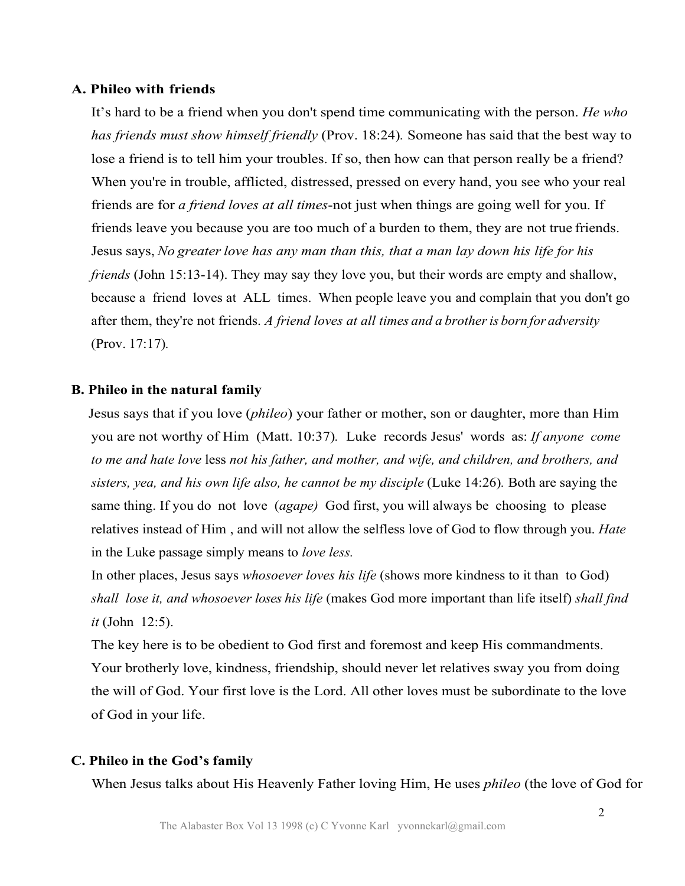**A. Phileo with friends**

It's hard to be a friend when you don't spend time communicating with the person. *He who has friends must show himself friendly* (Prov. 18:24). Someone has said that the best way to lose a friend is to tell him your troubles. If so, then how can that person really be a friend? When you're in trouble, afflicted, distressed, pressed on every hand, you see who your real friends are for *a friend loves at all times*-not just when things are going well for you. If friends leave you because you are too much of a burden to them, they are not true friends. Jesus says, *No greater love has any man than this, that a man lay down his life for his friends* (John 15:13-14). They may say they love you, but their words are empty and shallow, because a friend loves at ALL times. When people leave you and complain that you don't go after them, they're not friends. *A friend loves at all times and a brother is born for adversity* (Prov. 17:17).

**B. Phileo in the natural family**

Jesus says that if you love (*phileo*) your father or mother, son or daughter, more than Him you are not worthy of Him (Matt. 10:37). Luke records Jesus' words as: *If anyone come to me and hate love* less *not his father, and mother, and wife, and children, and brothers, and sisters, yea, and his own life also, he cannot be my disciple* (Luke 14:26). Both are saying the same thing. If you do not love (*agape)* God first, you will always be choosing to please relatives instead of Him , and will not allow the selfless love of God to flow through you. *Hate* in the Luke passage simply means to *love less.*

In other places, Jesus says *whosoever loves his life* (shows more kindness to it than to God) *shall lose it, and whosoever loses his life* (makes God more important than life itself) *shall find it* (John 12:5).

The key here is to be obedient to God first and foremost and keep His commandments. Your brotherly love, kindness, friendship, should never let relatives sway you from doing the will of God. Your first love is the Lord. All other loves must be subordinate to the love of God in your life.

**C. Phileo in the God's family**

When Jesus talks about His Heavenly Father loving Him, He uses *phileo* (the love of God for

The Alabaster Box Vol 13 1998 (c) C Yvonne Karl yvonnekarl@gmail.com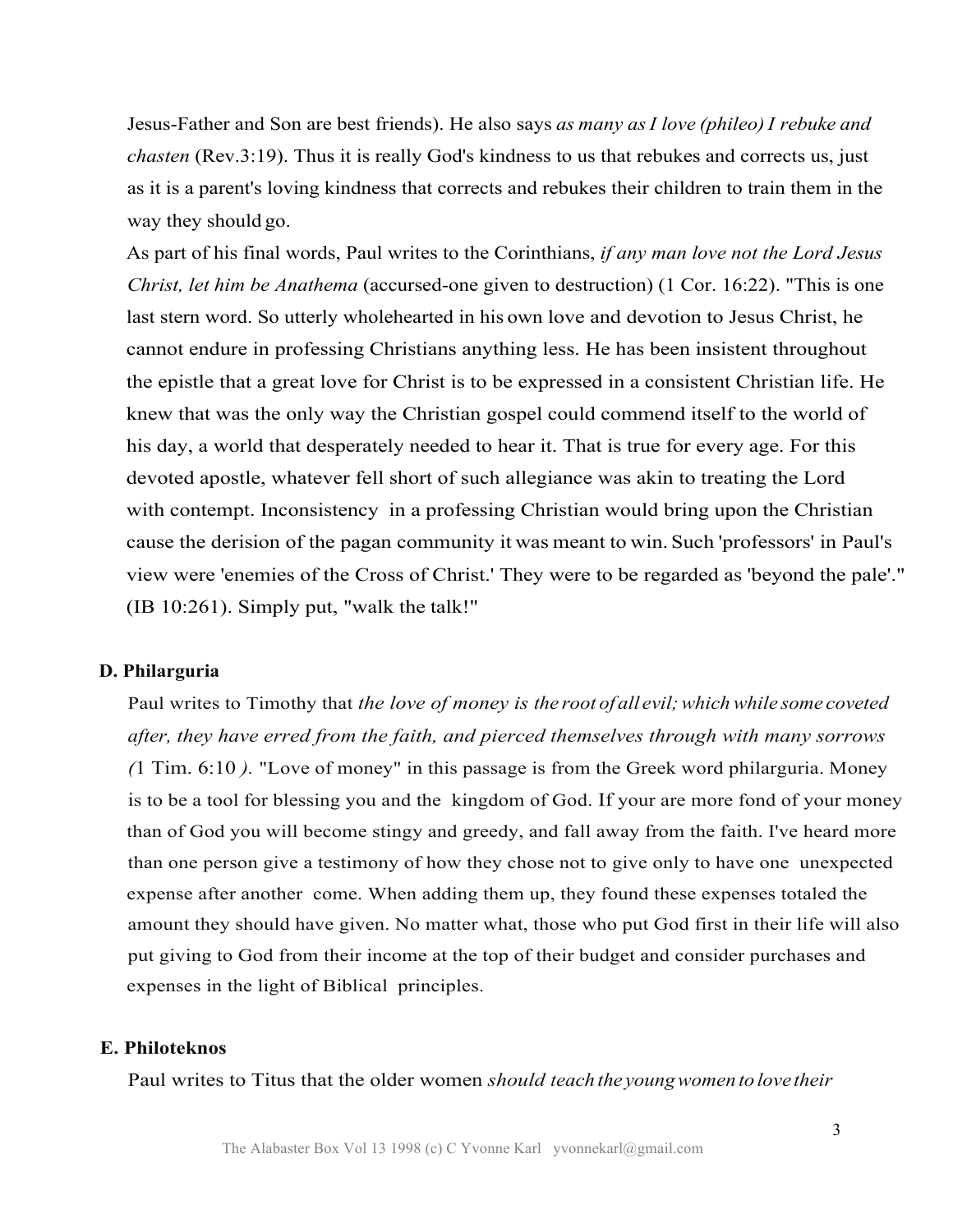Jesus-Father and Son are best friends). He also says *as many as I love (phileo) I rebuke and chasten* (Rev.3:19). Thus it is really God's kindness to us that rebukes and corrects us, just as it is a parent's loving kindness that corrects and rebukes their children to train them in the way they should go.

As part of his final words, Paul writes to the Corinthians, *if any man love not the Lord Jesus Christ, let him be Anathema* (accursed-one given to destruction) (1 Cor. 16:22). "This is one last stern word. So utterly wholehearted in his own love and devotion to Jesus Christ, he cannot endure in professing Christians anything less. He has been insistent throughout the epistle that a great love for Christ is to be expressed in a consistent Christian life. He knew that was the only way the Christian gospel could commend itself to the world of his day, a world that desperately needed to hear it. That is true for every age. For this devoted apostle, whatever fell short of such allegiance was akin to treating the Lord with contempt. Inconsistency in a professing Christian would bring upon the Christian cause the derision of the pagan community it was meant to win. Such 'professors' in Paul's view were 'enemies of the Cross of Christ.' They were to be regarded as 'beyond the pale'." (IB 10:261). Simply put, "walk the talk!"

### D. Philarguria

Paul writes to Timothy that *the love of money is the root of all evil; which while some coveted after, they have erred from the faith, and pierced themselves through with many sorrows (*1 Tim. 6:10 *).* "Love of money" in this passage is from the Greek word philarguria. Money is to be a tool for blessing you and the kingdom of God. If your are more fond of your money than of God you will become stingy and greedy, and fall away from the faith. I've heard more than one person give a testimony of how they chose not to give only to have one unexpected expense after another come. When adding them up, they found these expenses totaled the amount they should have given. No matter what, those who put God first in their life will also put giving to God from their income at the top of their budget and consider purchases and expenses in the light of Biblical principles.

### E. Philoteknos

Paul writes to Titus that the older women *should teach the young women to love their*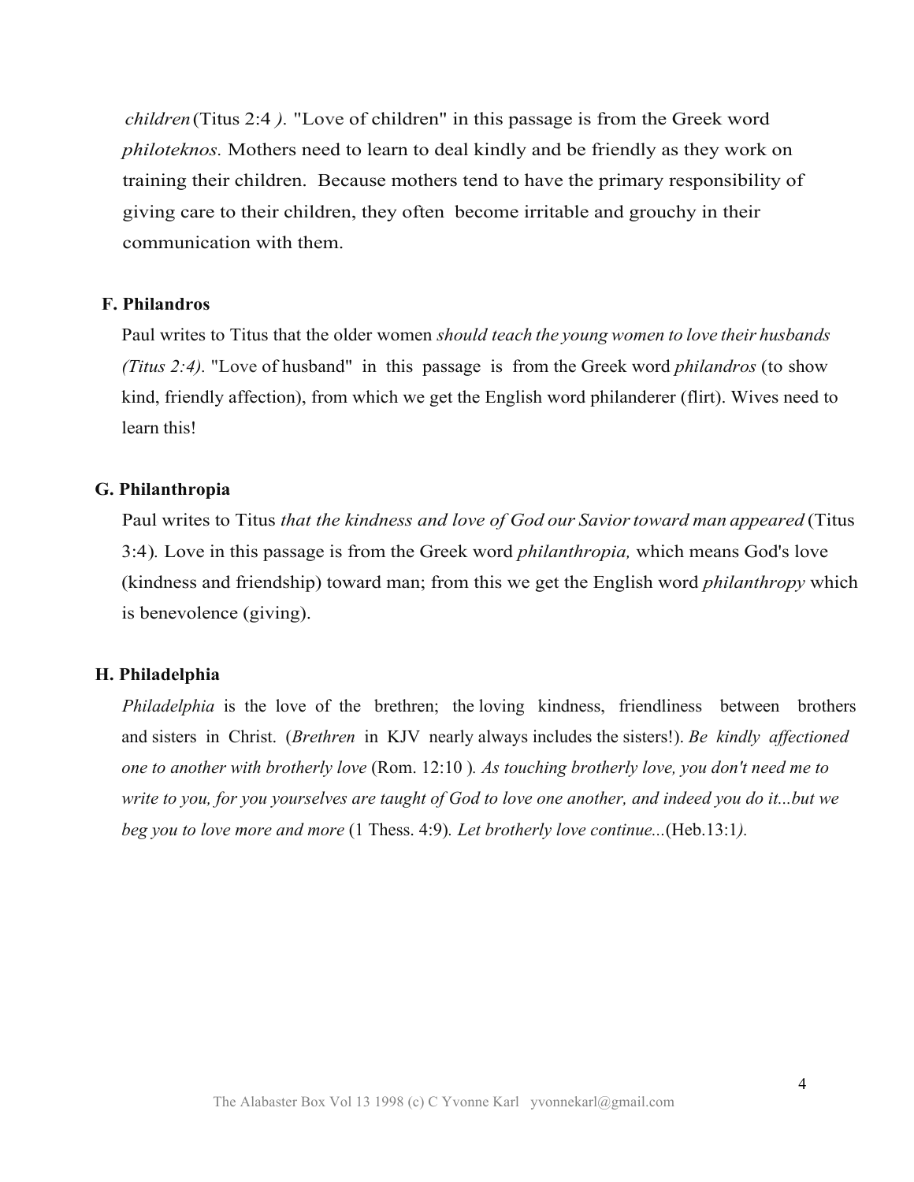*children* (Titus 2:4 *)*. "Love of children" in this passage is from the Greek word *philoteknos*. Mothers need to learn to deal kindly and be friendly as they work on training their children. Because mothers tend to have the primary responsibility of giving care to their children, they often become irritable and grouchy in their communication with them.

**F. Philandros**

Paul writes to Titus that the older women *should teach the young women to love their husbands (Titus 2:4)*. "Love of husband" in this passage is from the Greek word *philandros* (to show kind, friendly affection), from which we get the English word philanderer (flirt). Wives need to learn this!

**G. Philanthropia**

Paul writes to Titus *that the kindness and love of God our Savior toward man appeared* (Titus 3:4). Love in this passage is from the Greek word *philanthropia,* which means God's love (kindness and friendship) toward man; from this we get the English word *philanthropy* which is benevolence (giving).

**H. Philadelphia**

*Philadelphia* is the love of the brethren; the loving kindness, friendliness between brothers and sisters in Christ. (*Brethren* in KJV nearly always includes the sisters!). *Be kindly affectioned one to another with brotherly love* (Rom. 12:10 ). *As touching brotherly love, you don't need me to write to you, for you yourselves are taught of God to love one another, and indeed you do it...but we beg you to love more and more* (1 Thess. 4:9). *Let brotherly love continue...*(Heb.13:1*)*.